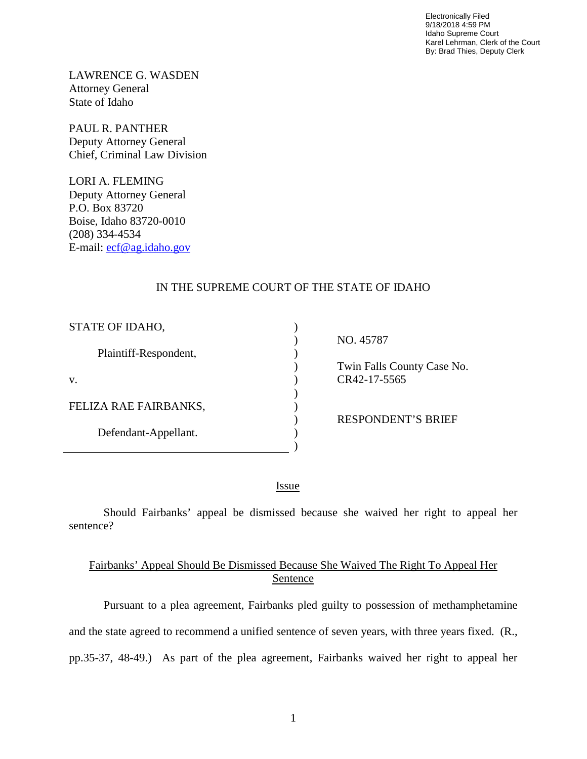Electronically Filed
9/18/2018 4:59 PM
Idaho Supreme Court
Karel Lehrman, Clerk of the Court
By: Brad Thies, Deputy Clerk

LAWRENCE G. WASDEN
Attorney General
State of Idaho

PAUL R. PANTHER
Deputy Attorney General
Chief, Criminal Law Division

LORI A. FLEMING
Deputy Attorney General
P.O. Box 83720
Boise, Idaho 83720-0010
(208) 334-4534
E-mail: ecf@ag.idaho.gov

IN THE SUPREME COURT OF THE STATE OF IDAHO

| | |
|---|---|
| STATE OF IDAHO,<br><br>Plaintiff-Respondent,<br><br>v.<br><br>FELIZA RAE FAIRBANKS,<br><br>Defendant-Appellant. | NO. 45787<br><br>Twin Falls County Case No. CR42-17-5565<br><br>RESPONDENT'S BRIEF |

## Issue

Should Fairbanks' appeal be dismissed because she waived her right to appeal her sentence?

## Fairbanks' Appeal Should Be Dismissed Because She Waived The Right To Appeal Her Sentence

Pursuant to a plea agreement, Fairbanks pled guilty to possession of methamphetamine and the state agreed to recommend a unified sentence of seven years, with three years fixed. (R., pp.35-37, 48-49.) As part of the plea agreement, Fairbanks waived her right to appeal her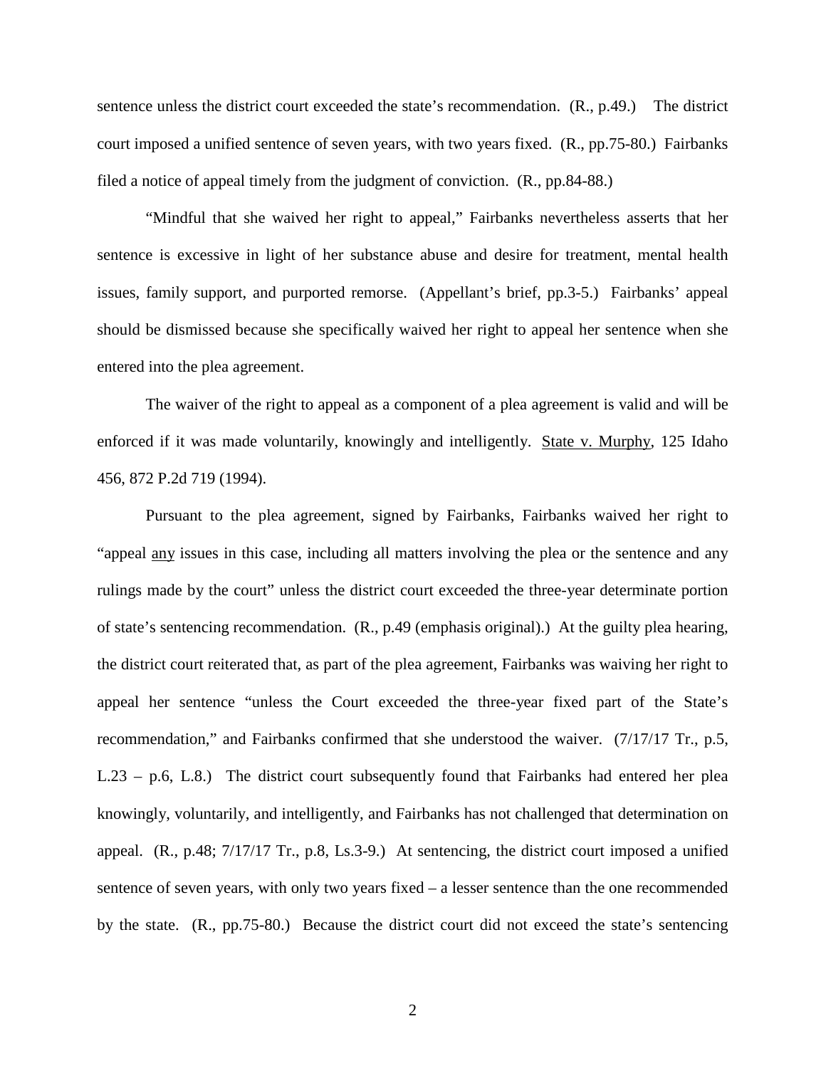sentence unless the district court exceeded the state's recommendation. (R., p.49.) The district court imposed a unified sentence of seven years, with two years fixed. (R., pp.75-80.) Fairbanks filed a notice of appeal timely from the judgment of conviction. (R., pp.84-88.)

"Mindful that she waived her right to appeal," Fairbanks nevertheless asserts that her sentence is excessive in light of her substance abuse and desire for treatment, mental health issues, family support, and purported remorse. (Appellant's brief, pp.3-5.) Fairbanks' appeal should be dismissed because she specifically waived her right to appeal her sentence when she entered into the plea agreement.

The waiver of the right to appeal as a component of a plea agreement is valid and will be enforced if it was made voluntarily, knowingly and intelligently. State v. Murphy, 125 Idaho 456, 872 P.2d 719 (1994).

Pursuant to the plea agreement, signed by Fairbanks, Fairbanks waived her right to "appeal any issues in this case, including all matters involving the plea or the sentence and any rulings made by the court" unless the district court exceeded the three-year determinate portion of state's sentencing recommendation. (R., p.49 (emphasis original).) At the guilty plea hearing, the district court reiterated that, as part of the plea agreement, Fairbanks was waiving her right to appeal her sentence "unless the Court exceeded the three-year fixed part of the State's recommendation," and Fairbanks confirmed that she understood the waiver. (7/17/17 Tr., p.5, L.23 – p.6, L.8.) The district court subsequently found that Fairbanks had entered her plea knowingly, voluntarily, and intelligently, and Fairbanks has not challenged that determination on appeal. (R., p.48; 7/17/17 Tr., p.8, Ls.3-9.) At sentencing, the district court imposed a unified sentence of seven years, with only two years fixed – a lesser sentence than the one recommended by the state. (R., pp.75-80.) Because the district court did not exceed the state's sentencing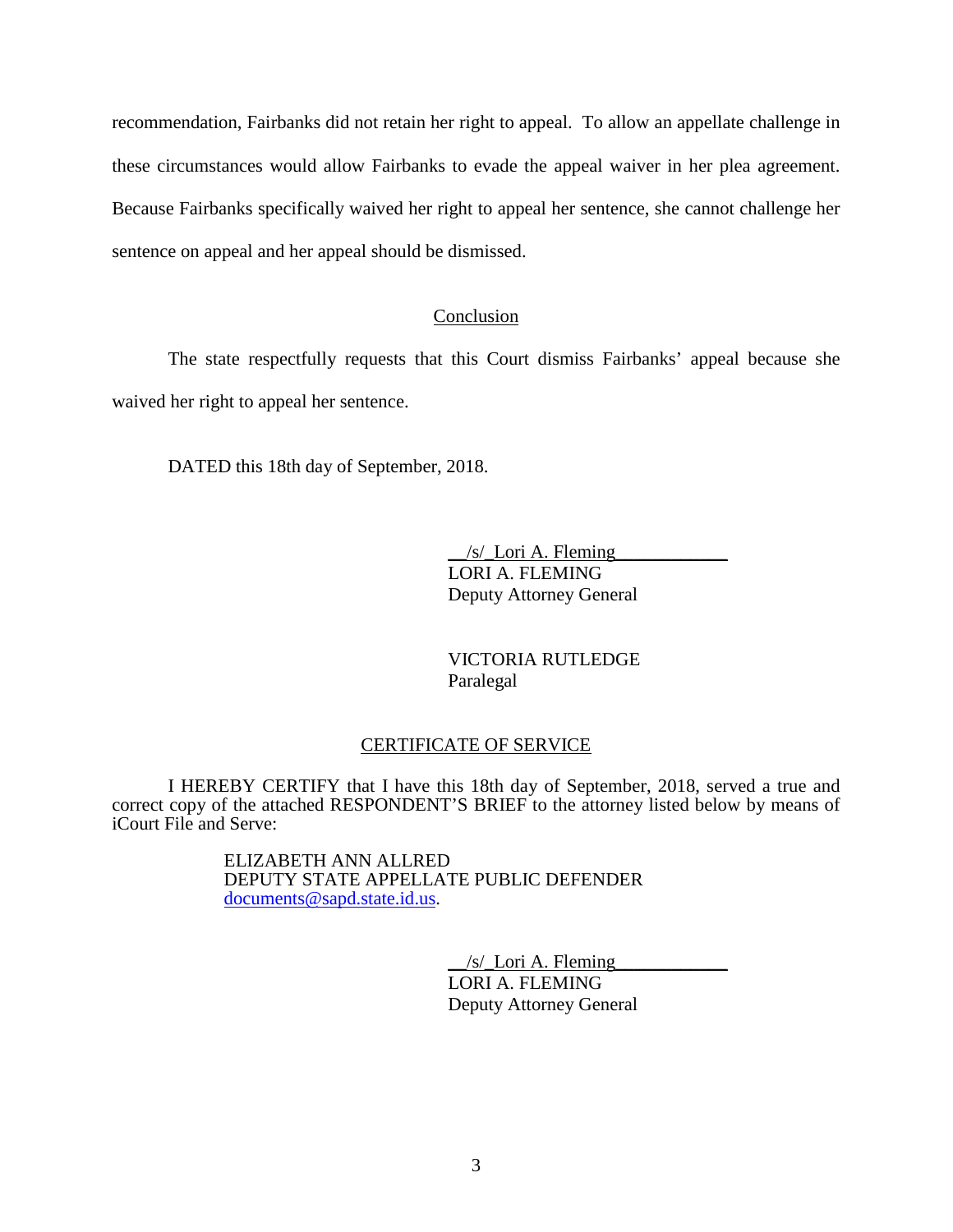recommendation, Fairbanks did not retain her right to appeal. To allow an appellate challenge in these circumstances would allow Fairbanks to evade the appeal waiver in her plea agreement. Because Fairbanks specifically waived her right to appeal her sentence, she cannot challenge her sentence on appeal and her appeal should be dismissed.

## Conclusion

The state respectfully requests that this Court dismiss Fairbanks' appeal because she waived her right to appeal her sentence.

DATED this 18th day of September, 2018.

__/s/_Lori A. Fleming____________
LORI A. FLEMING
Deputy Attorney General

VICTORIA RUTLEDGE
Paralegal

## CERTIFICATE OF SERVICE

I HEREBY CERTIFY that I have this 18th day of September, 2018, served a true and correct copy of the attached RESPONDENT'S BRIEF to the attorney listed below by means of iCourt File and Serve:

ELIZABETH ANN ALLRED
DEPUTY STATE APPELLATE PUBLIC DEFENDER
documents@sapd.state.id.us.

__/s/_Lori A. Fleming____________
LORI A. FLEMING
Deputy Attorney General